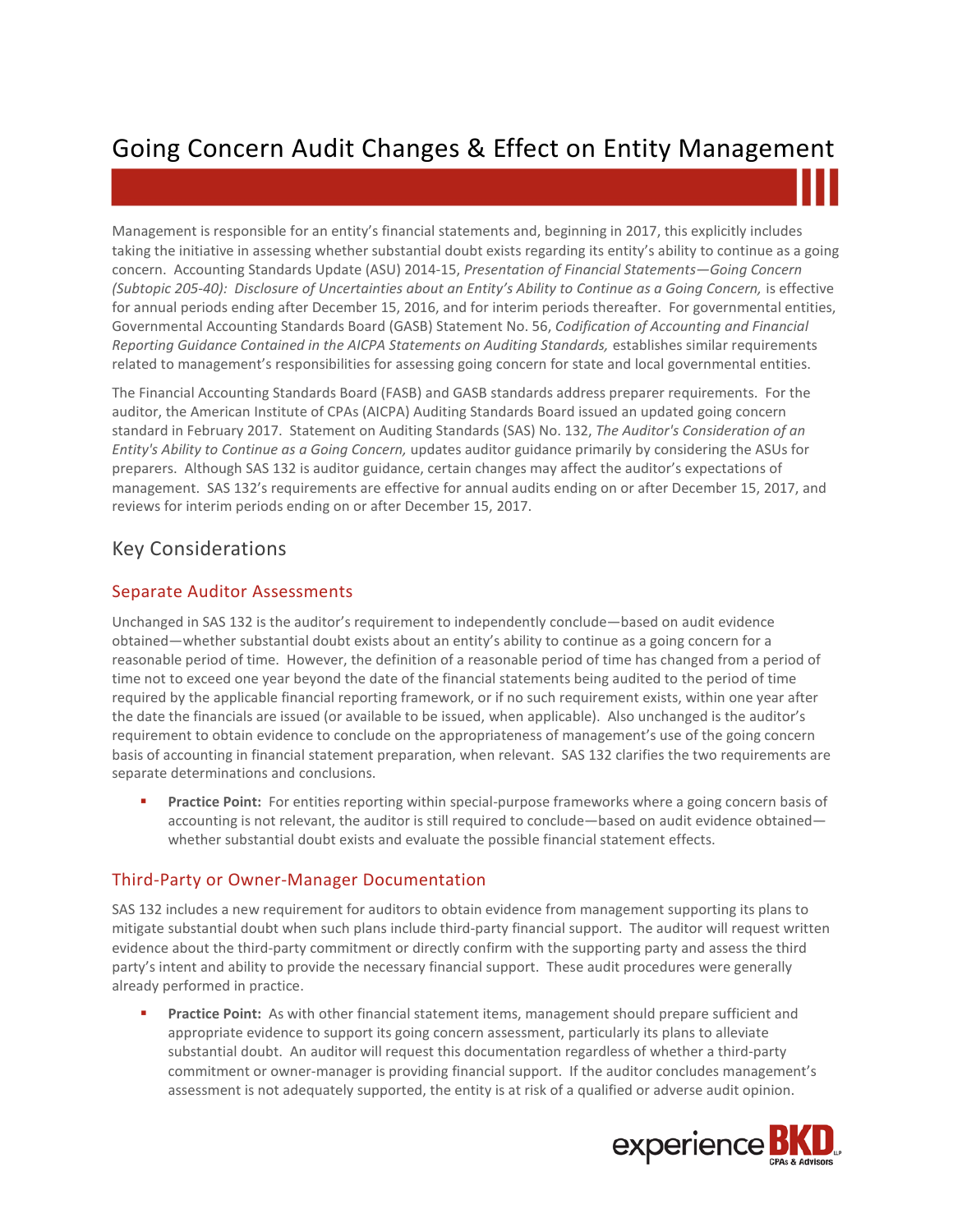# Going Concern Audit Changes & Effect on Entity Management

Management is responsible for an entity's financial statements and, beginning in 2017, this explicitly includes taking the initiative in assessing whether substantial doubt exists regarding its entity's ability to continue as a going concern. Accounting Standards Update (ASU) 2014-15, *Presentation of Financial Statements—Going Concern (Subtopic 205-40): Disclosure of Uncertainties about an Entity's Ability to Continue as a Going Concern,* is effective for annual periods ending after December 15, 2016, and for interim periods thereafter. For governmental entities, Governmental Accounting Standards Board (GASB) Statement No. 56, *Codification of Accounting and Financial Reporting Guidance Contained in the AICPA Statements on Auditing Standards,* establishes similar requirements related to management's responsibilities for assessing going concern for state and local governmental entities.

The Financial Accounting Standards Board (FASB) and GASB standards address preparer requirements. For the auditor, the American Institute of CPAs (AICPA) Auditing Standards Board issued an updated going concern standard in February 2017. Statement on Auditing Standards (SAS) No. 132, *The Auditor's Consideration of an Entity's Ability to Continue as a Going Concern,* updates auditor guidance primarily by considering the ASUs for preparers. Although SAS 132 is auditor guidance, certain changes may affect the auditor's expectations of management. SAS 132's requirements are effective for annual audits ending on or after December 15, 2017, and reviews for interim periods ending on or after December 15, 2017.

## Key Considerations

### Separate Auditor Assessments

Unchanged in SAS 132 is the auditor's requirement to independently conclude—based on audit evidence obtained—whether substantial doubt exists about an entity's ability to continue as a going concern for a reasonable period of time. However, the definition of a reasonable period of time has changed from a period of time not to exceed one year beyond the date of the financial statements being audited to the period of time required by the applicable financial reporting framework, or if no such requirement exists, within one year after the date the financials are issued (or available to be issued, when applicable). Also unchanged is the auditor's requirement to obtain evidence to conclude on the appropriateness of management's use of the going concern basis of accounting in financial statement preparation, when relevant. SAS 132 clarifies the two requirements are separate determinations and conclusions.

- **Practice Point:** For entities reporting within special-purpose frameworks where a going concern basis of accounting is not relevant, the auditor is still required to conclude—based on audit evidence obtained—whether substantial doubt exists and evaluate the possible financial statement effects.

### Third-Party or Owner-Manager Documentation

SAS 132 includes a new requirement for auditors to obtain evidence from management supporting its plans to mitigate substantial doubt when such plans include third-party financial support. The auditor will request written evidence about the third-party commitment or directly confirm with the supporting party and assess the third party's intent and ability to provide the necessary financial support. These audit procedures were generally already performed in practice.

- **Practice Point:** As with other financial statement items, management should prepare sufficient and appropriate evidence to support its going concern assessment, particularly its plans to alleviate substantial doubt. An auditor will request this documentation regardless of whether a third-party commitment or owner-manager is providing financial support. If the auditor concludes management's assessment is not adequately supported, the entity is at risk of a qualified or adverse audit opinion.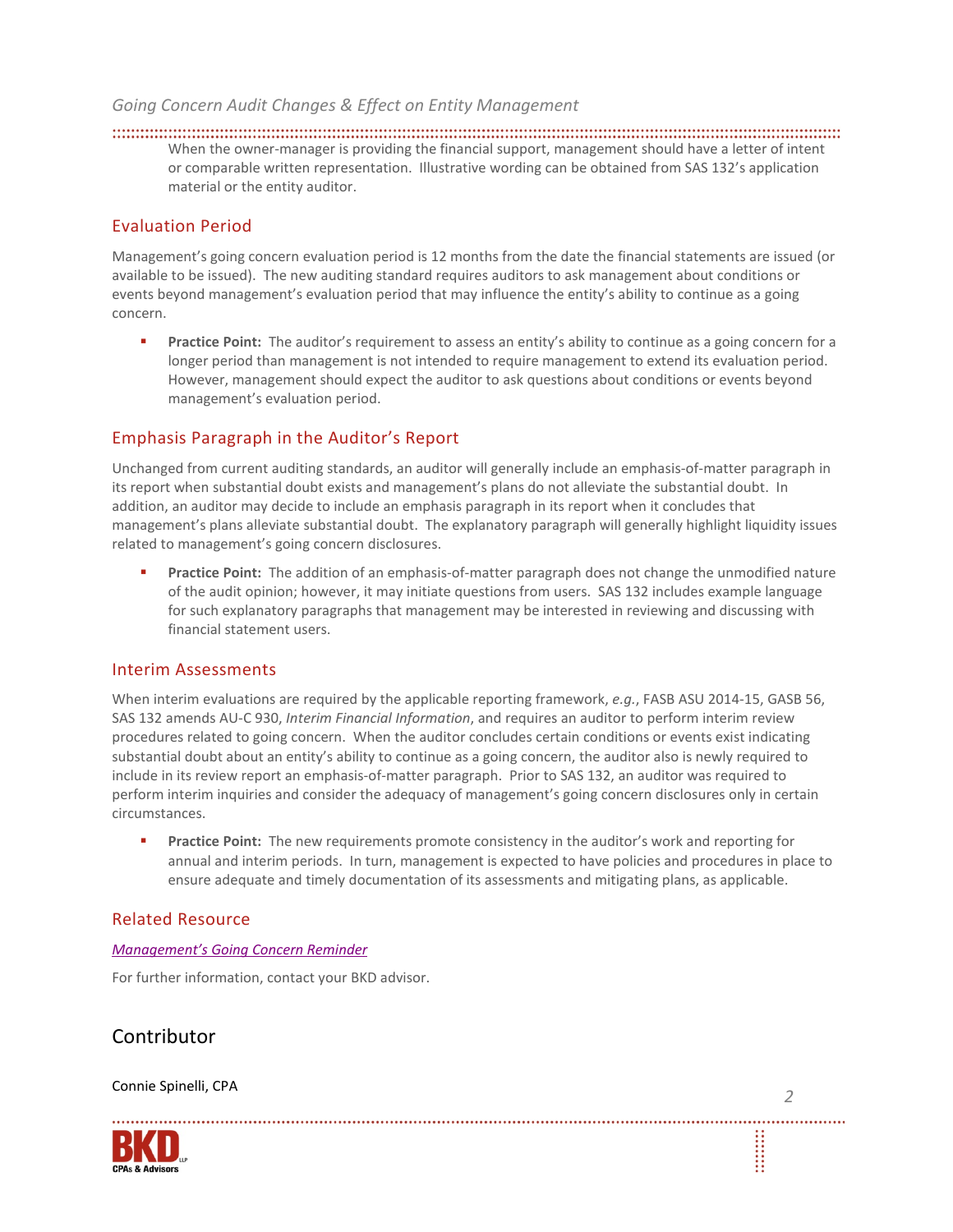When the owner-manager is providing the financial support, management should have a letter of intent or comparable written representation. Illustrative wording can be obtained from SAS 132's application material or the entity auditor.

## Evaluation Period

Management's going concern evaluation period is 12 months from the date the financial statements are issued (or available to be issued). The new auditing standard requires auditors to ask management about conditions or events beyond management's evaluation period that may influence the entity's ability to continue as a going concern.

- **Practice Point:** The auditor's requirement to assess an entity's ability to continue as a going concern for a longer period than management is not intended to require management to extend its evaluation period. However, management should expect the auditor to ask questions about conditions or events beyond management's evaluation period.

## Emphasis Paragraph in the Auditor's Report

Unchanged from current auditing standards, an auditor will generally include an emphasis-of-matter paragraph in its report when substantial doubt exists and management's plans do not alleviate the substantial doubt. In addition, an auditor may decide to include an emphasis paragraph in its report when it concludes that management's plans alleviate substantial doubt. The explanatory paragraph will generally highlight liquidity issues related to management's going concern disclosures.

- **Practice Point:** The addition of an emphasis-of-matter paragraph does not change the unmodified nature of the audit opinion; however, it may initiate questions from users. SAS 132 includes example language for such explanatory paragraphs that management may be interested in reviewing and discussing with financial statement users.

## Interim Assessments

When interim evaluations are required by the applicable reporting framework, *e.g.*, FASB ASU 2014-15, GASB 56, SAS 132 amends AU-C 930, *Interim Financial Information*, and requires an auditor to perform interim review procedures related to going concern. When the auditor concludes certain conditions or events exist indicating substantial doubt about an entity's ability to continue as a going concern, the auditor also is newly required to include in its review report an emphasis-of-matter paragraph. Prior to SAS 132, an auditor was required to perform interim inquiries and consider the adequacy of management's going concern disclosures only in certain circumstances.

- **Practice Point:** The new requirements promote consistency in the auditor's work and reporting for annual and interim periods. In turn, management is expected to have policies and procedures in place to ensure adequate and timely documentation of its assessments and mitigating plans, as applicable.

## Related Resource

*Management's Going Concern Reminder*

For further information, contact your BKD advisor.

# Contributor

Connie Spinelli, CPA